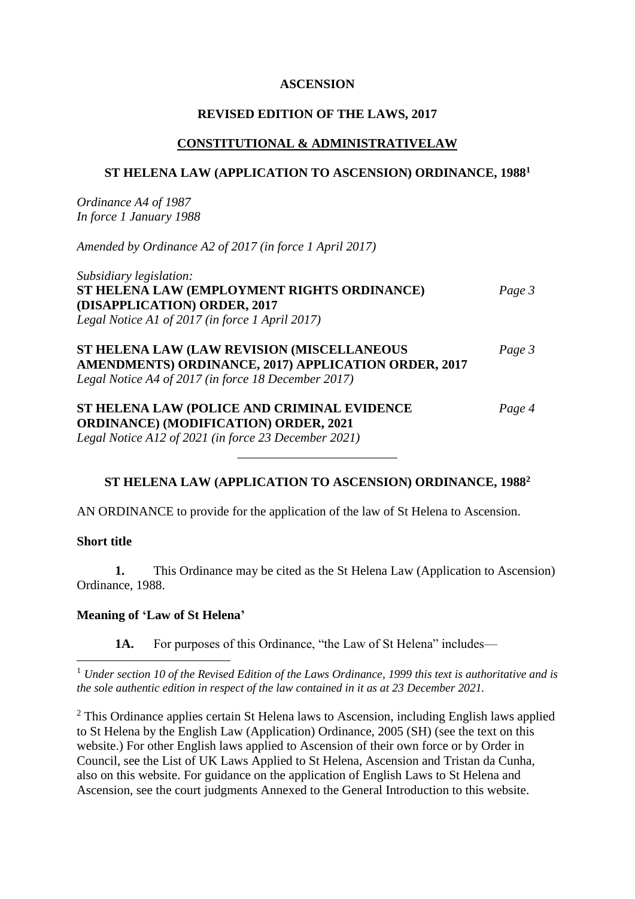**ASCENSION**

**REVISED EDITION OF THE LAWS, 2017**

**CONSTITUTIONAL & ADMINISTRATIVELAW**

**ST HELENA LAW (APPLICATION TO ASCENSION) ORDINANCE, 1988[1]**

*Ordinance A4 of 1987*
*In force 1 January 1988*

*Amended by Ordinance A2 of 2017 (in force 1 April 2017)*

*Subsidiary legislation:*
**ST HELENA LAW (EMPLOYMENT RIGHTS ORDINANCE) (DISAPPLICATION) ORDER, 2017** *Page 3*
*Legal Notice A1 of 2017 (in force 1 April 2017)*

**ST HELENA LAW (LAW REVISION (MISCELLANEOUS AMENDMENTS) ORDINANCE, 2017) APPLICATION ORDER, 2017** *Page 3*
*Legal Notice A4 of 2017 (in force 18 December 2017)*

**ST HELENA LAW (POLICE AND CRIMINAL EVIDENCE ORDINANCE) (MODIFICATION) ORDER, 2021** *Page 4*
*Legal Notice A12 of 2021 (in force 23 December 2021)*

---

**ST HELENA LAW (APPLICATION TO ASCENSION) ORDINANCE, 1988[2]**

AN ORDINANCE to provide for the application of the law of St Helena to Ascension.

**Short title**

**1.** This Ordinance may be cited as the St Helena Law (Application to Ascension) Ordinance, 1988.

**Meaning of 'Law of St Helena'**

**1A.** For purposes of this Ordinance, "the Law of St Helena" includes—

---

[1] *Under section 10 of the Revised Edition of the Laws Ordinance, 1999 this text is authoritative and is the sole authentic edition in respect of the law contained in it as at 23 December 2021.*

[2] This Ordinance applies certain St Helena laws to Ascension, including English laws applied to St Helena by the English Law (Application) Ordinance, 2005 (SH) (see the text on this website.) For other English laws applied to Ascension of their own force or by Order in Council, see the List of UK Laws Applied to St Helena, Ascension and Tristan da Cunha, also on this website. For guidance on the application of English Laws to St Helena and Ascension, see the court judgments Annexed to the General Introduction to this website.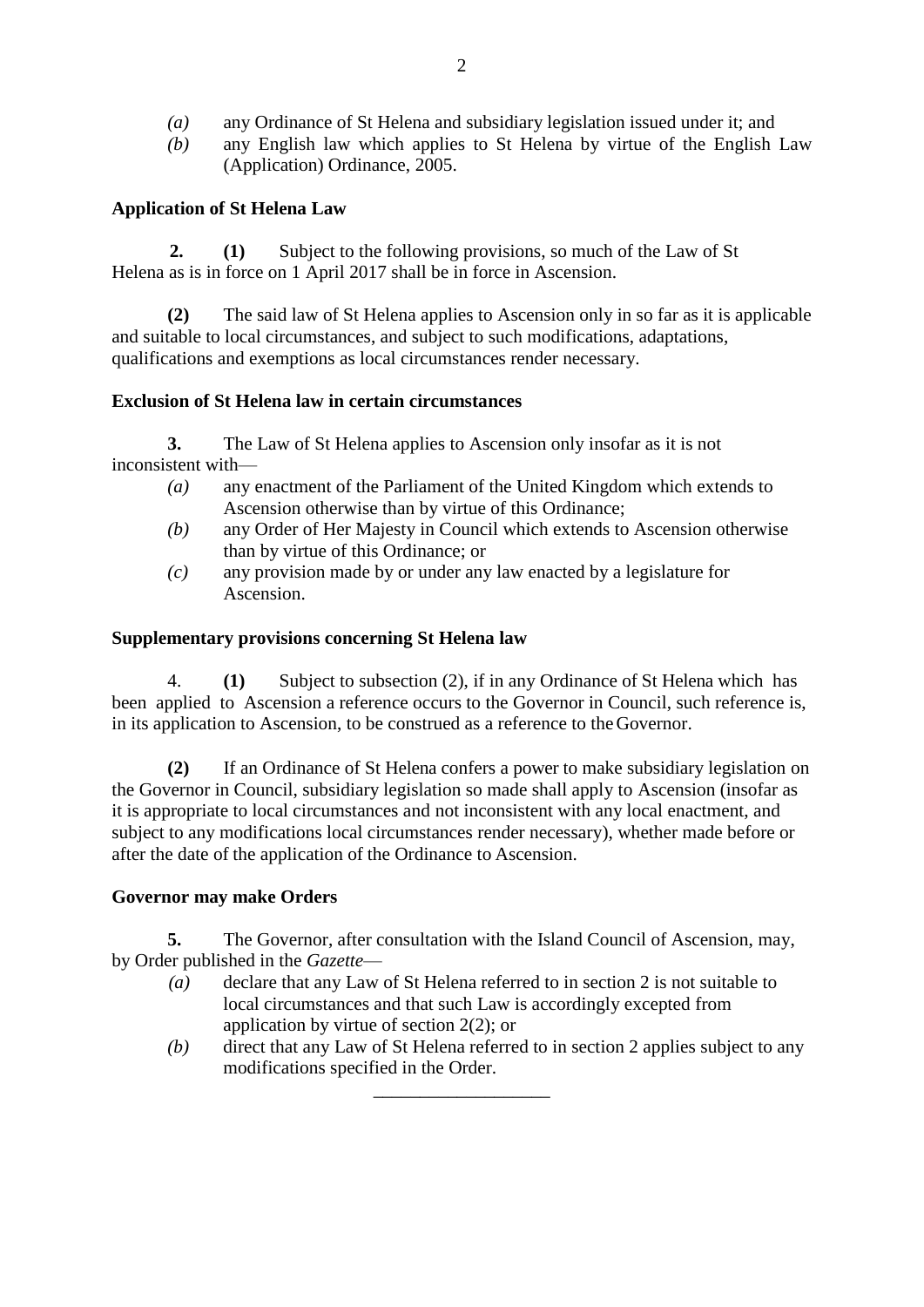*(a)* any Ordinance of St Helena and subsidiary legislation issued under it; and

*(b)* any English law which applies to St Helena by virtue of the English Law (Application) Ordinance, 2005.

**Application of St Helena Law**

**2.** **(1)** Subject to the following provisions, so much of the Law of St Helena as is in force on 1 April 2017 shall be in force in Ascension.

**(2)** The said law of St Helena applies to Ascension only in so far as it is applicable and suitable to local circumstances, and subject to such modifications, adaptations, qualifications and exemptions as local circumstances render necessary.

**Exclusion of St Helena law in certain circumstances**

**3.** The Law of St Helena applies to Ascension only insofar as it is not inconsistent with—

*(a)* any enactment of the Parliament of the United Kingdom which extends to Ascension otherwise than by virtue of this Ordinance;

*(b)* any Order of Her Majesty in Council which extends to Ascension otherwise than by virtue of this Ordinance; or

*(c)* any provision made by or under any law enacted by a legislature for Ascension.

**Supplementary provisions concerning St Helena law**

4. **(1)** Subject to subsection (2), if in any Ordinance of St Helena which has been applied to Ascension a reference occurs to the Governor in Council, such reference is, in its application to Ascension, to be construed as a reference to the Governor.

**(2)** If an Ordinance of St Helena confers a power to make subsidiary legislation on the Governor in Council, subsidiary legislation so made shall apply to Ascension (insofar as it is appropriate to local circumstances and not inconsistent with any local enactment, and subject to any modifications local circumstances render necessary), whether made before or after the date of the application of the Ordinance to Ascension.

**Governor may make Orders**

**5.** The Governor, after consultation with the Island Council of Ascension, may, by Order published in the *Gazette*—

*(a)* declare that any Law of St Helena referred to in section 2 is not suitable to local circumstances and that such Law is accordingly excepted from application by virtue of section 2(2); or

*(b)* direct that any Law of St Helena referred to in section 2 applies subject to any modifications specified in the Order.

\_\_\_\_\_\_\_\_\_\_\_\_\_\_\_\_\_\_\_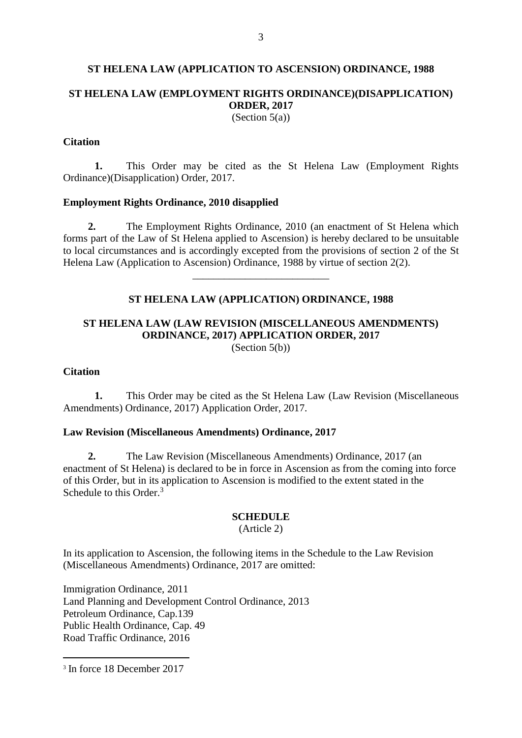**ST HELENA LAW (APPLICATION TO ASCENSION) ORDINANCE, 1988**

**ST HELENA LAW (EMPLOYMENT RIGHTS ORDINANCE)(DISAPPLICATION) ORDER, 2017**
(Section 5(a))

**Citation**

**1.** This Order may be cited as the St Helena Law (Employment Rights Ordinance)(Disapplication) Order, 2017.

**Employment Rights Ordinance, 2010 disapplied**

**2.** The Employment Rights Ordinance, 2010 (an enactment of St Helena which forms part of the Law of St Helena applied to Ascension) is hereby declared to be unsuitable to local circumstances and is accordingly excepted from the provisions of section 2 of the St Helena Law (Application to Ascension) Ordinance, 1988 by virtue of section 2(2).

---

**ST HELENA LAW (APPLICATION) ORDINANCE, 1988**

**ST HELENA LAW (LAW REVISION (MISCELLANEOUS AMENDMENTS) ORDINANCE, 2017) APPLICATION ORDER, 2017**
(Section 5(b))

**Citation**

**1.** This Order may be cited as the St Helena Law (Law Revision (Miscellaneous Amendments) Ordinance, 2017) Application Order, 2017.

**Law Revision (Miscellaneous Amendments) Ordinance, 2017**

**2.** The Law Revision (Miscellaneous Amendments) Ordinance, 2017 (an enactment of St Helena) is declared to be in force in Ascension as from the coming into force of this Order, but in its application to Ascension is modified to the extent stated in the Schedule to this Order.[3]

**SCHEDULE**
(Article 2)

In its application to Ascension, the following items in the Schedule to the Law Revision (Miscellaneous Amendments) Ordinance, 2017 are omitted:

Immigration Ordinance, 2011
Land Planning and Development Control Ordinance, 2013
Petroleum Ordinance, Cap.139
Public Health Ordinance, Cap. 49
Road Traffic Ordinance, 2016

---

[3] In force 18 December 2017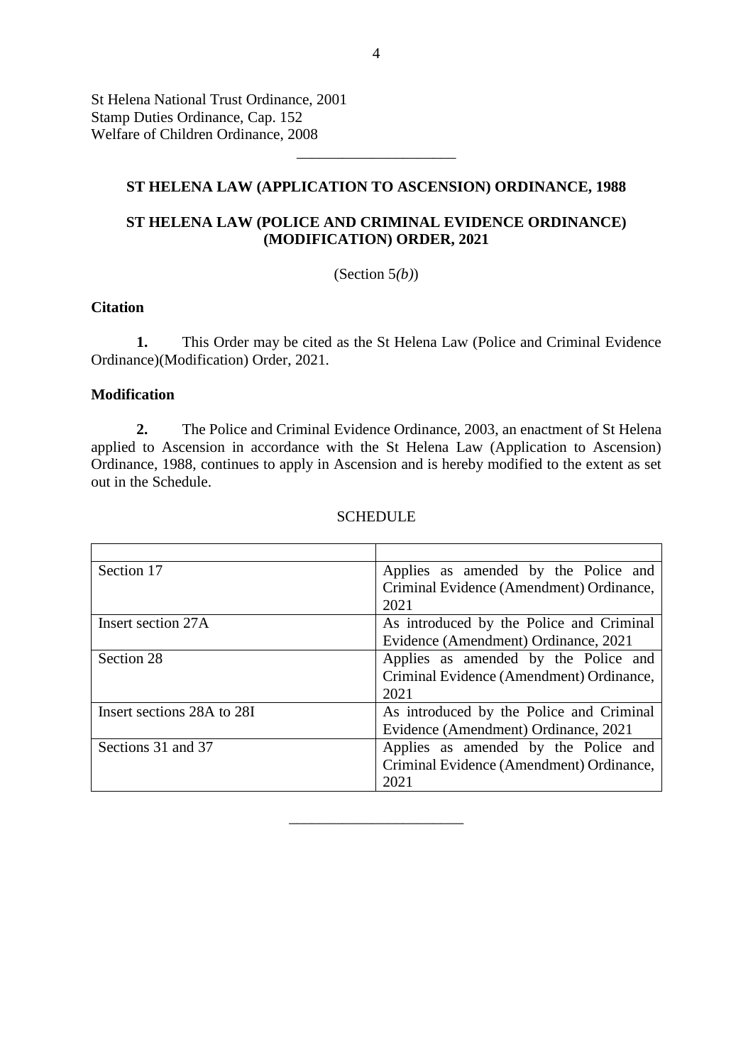St Helena National Trust Ordinance, 2001
Stamp Duties Ordinance, Cap. 152
Welfare of Children Ordinance, 2008

---

## ST HELENA LAW (APPLICATION TO ASCENSION) ORDINANCE, 1988

## ST HELENA LAW (POLICE AND CRIMINAL EVIDENCE ORDINANCE) (MODIFICATION) ORDER, 2021

(Section 5*(b)*)

**Citation**

**1.** This Order may be cited as the St Helena Law (Police and Criminal Evidence Ordinance)(Modification) Order, 2021.

**Modification**

**2.** The Police and Criminal Evidence Ordinance, 2003, an enactment of St Helena applied to Ascension in accordance with the St Helena Law (Application to Ascension) Ordinance, 1988, continues to apply in Ascension and is hereby modified to the extent as set out in the Schedule.

SCHEDULE

| | |
|---|---|
| Section 17 | Applies as amended by the Police and Criminal Evidence (Amendment) Ordinance, 2021 |
| Insert section 27A | As introduced by the Police and Criminal Evidence (Amendment) Ordinance, 2021 |
| Section 28 | Applies as amended by the Police and Criminal Evidence (Amendment) Ordinance, 2021 |
| Insert sections 28A to 28I | As introduced by the Police and Criminal Evidence (Amendment) Ordinance, 2021 |
| Sections 31 and 37 | Applies as amended by the Police and Criminal Evidence (Amendment) Ordinance, 2021 |

---